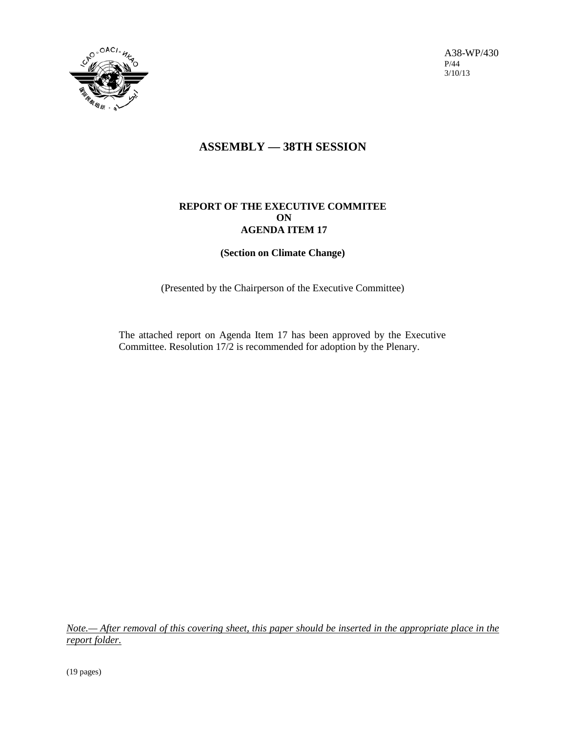A38-WP/430
P/44
3/10/13

# ASSEMBLY — 38TH SESSION

**REPORT OF THE EXECUTIVE COMMITEE**
**ON**
**AGENDA ITEM 17**

**(Section on Climate Change)**

(Presented by the Chairperson of the Executive Committee)

The attached report on Agenda Item 17 has been approved by the Executive Committee. Resolution 17/2 is recommended for adoption by the Plenary.

*Note.— After removal of this covering sheet, this paper should be inserted in the appropriate place in the report folder.*

(19 pages)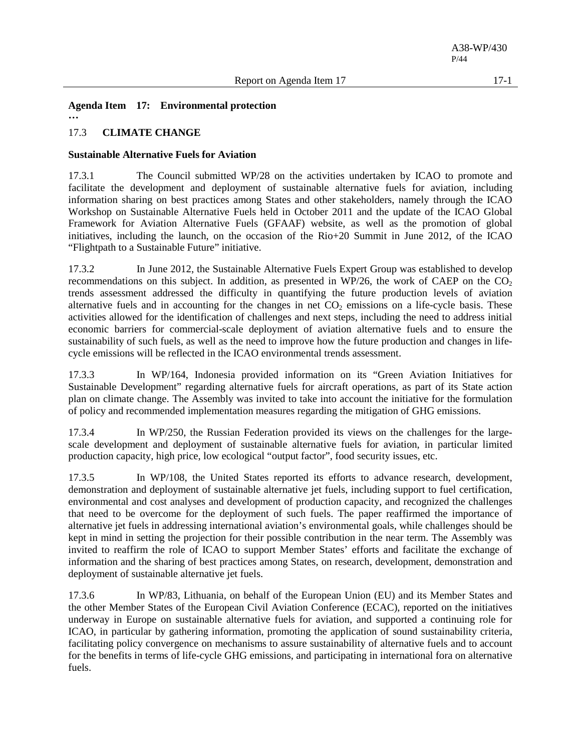**Agenda Item 17: Environmental protection**

…

## 17.3 CLIMATE CHANGE

### Sustainable Alternative Fuels for Aviation

17.3.1 The Council submitted WP/28 on the activities undertaken by ICAO to promote and facilitate the development and deployment of sustainable alternative fuels for aviation, including information sharing on best practices among States and other stakeholders, namely through the ICAO Workshop on Sustainable Alternative Fuels held in October 2011 and the update of the ICAO Global Framework for Aviation Alternative Fuels (GFAAF) website, as well as the promotion of global initiatives, including the launch, on the occasion of the Rio+20 Summit in June 2012, of the ICAO "Flightpath to a Sustainable Future" initiative.

17.3.2 In June 2012, the Sustainable Alternative Fuels Expert Group was established to develop recommendations on this subject. In addition, as presented in WP/26, the work of CAEP on the $CO_2$ trends assessment addressed the difficulty in quantifying the future production levels of aviation alternative fuels and in accounting for the changes in net $CO_2$ emissions on a life-cycle basis. These activities allowed for the identification of challenges and next steps, including the need to address initial economic barriers for commercial-scale deployment of aviation alternative fuels and to ensure the sustainability of such fuels, as well as the need to improve how the future production and changes in life-cycle emissions will be reflected in the ICAO environmental trends assessment.

17.3.3 In WP/164, Indonesia provided information on its "Green Aviation Initiatives for Sustainable Development" regarding alternative fuels for aircraft operations, as part of its State action plan on climate change. The Assembly was invited to take into account the initiative for the formulation of policy and recommended implementation measures regarding the mitigation of GHG emissions.

17.3.4 In WP/250, the Russian Federation provided its views on the challenges for the large-scale development and deployment of sustainable alternative fuels for aviation, in particular limited production capacity, high price, low ecological "output factor", food security issues, etc.

17.3.5 In WP/108, the United States reported its efforts to advance research, development, demonstration and deployment of sustainable alternative jet fuels, including support to fuel certification, environmental and cost analyses and development of production capacity, and recognized the challenges that need to be overcome for the deployment of such fuels. The paper reaffirmed the importance of alternative jet fuels in addressing international aviation's environmental goals, while challenges should be kept in mind in setting the projection for their possible contribution in the near term. The Assembly was invited to reaffirm the role of ICAO to support Member States' efforts and facilitate the exchange of information and the sharing of best practices among States, on research, development, demonstration and deployment of sustainable alternative jet fuels.

17.3.6 In WP/83, Lithuania, on behalf of the European Union (EU) and its Member States and the other Member States of the European Civil Aviation Conference (ECAC), reported on the initiatives underway in Europe on sustainable alternative fuels for aviation, and supported a continuing role for ICAO, in particular by gathering information, promoting the application of sound sustainability criteria, facilitating policy convergence on mechanisms to assure sustainability of alternative fuels and to account for the benefits in terms of life-cycle GHG emissions, and participating in international fora on alternative fuels.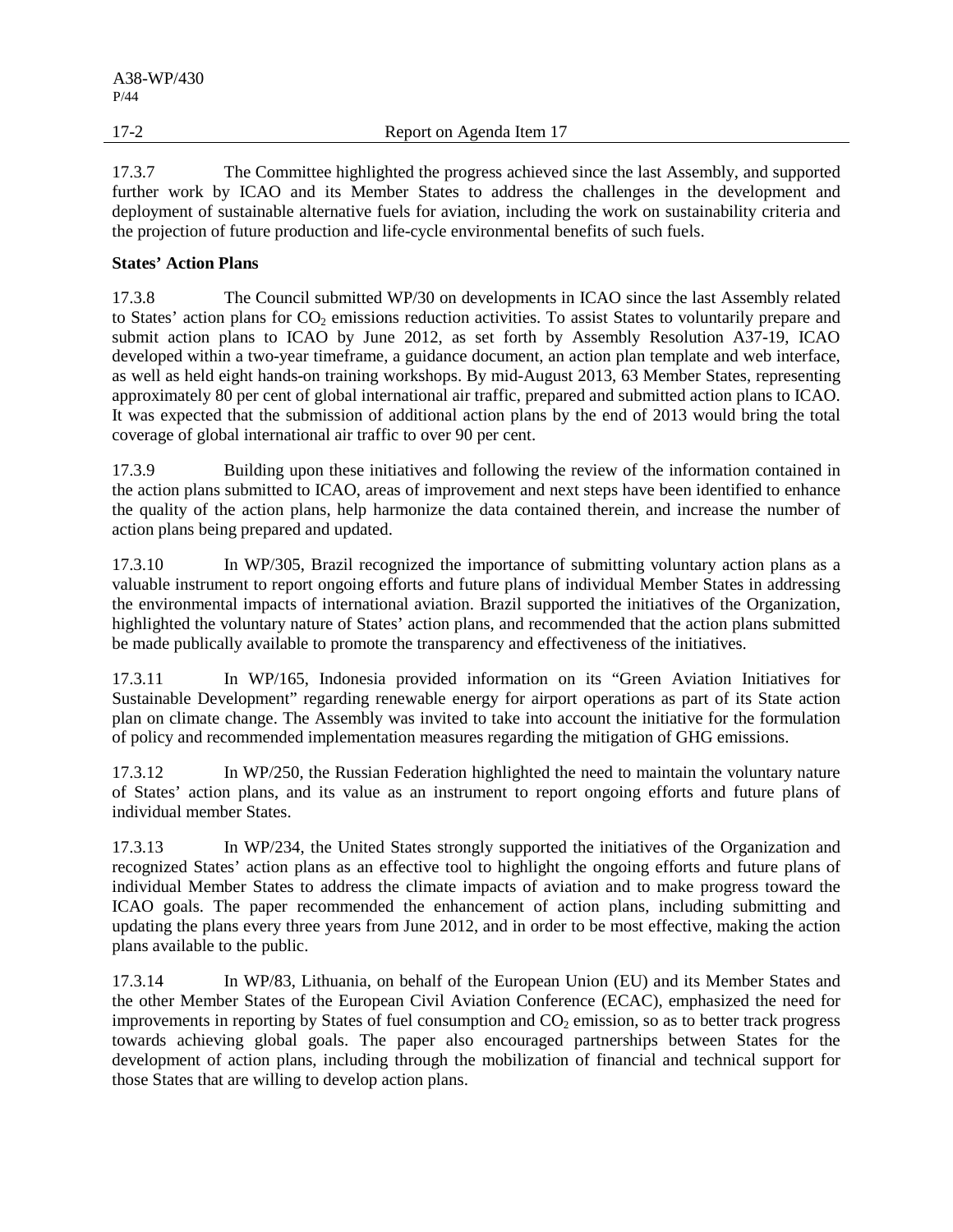17.3.7 The Committee highlighted the progress achieved since the last Assembly, and supported further work by ICAO and its Member States to address the challenges in the development and deployment of sustainable alternative fuels for aviation, including the work on sustainability criteria and the projection of future production and life-cycle environmental benefits of such fuels.

**States' Action Plans**

17.3.8 The Council submitted WP/30 on developments in ICAO since the last Assembly related to States' action plans for $CO_2$ emissions reduction activities. To assist States to voluntarily prepare and submit action plans to ICAO by June 2012, as set forth by Assembly Resolution A37-19, ICAO developed within a two-year timeframe, a guidance document, an action plan template and web interface, as well as held eight hands-on training workshops. By mid-August 2013, 63 Member States, representing approximately 80 per cent of global international air traffic, prepared and submitted action plans to ICAO. It was expected that the submission of additional action plans by the end of 2013 would bring the total coverage of global international air traffic to over 90 per cent.

17.3.9 Building upon these initiatives and following the review of the information contained in the action plans submitted to ICAO, areas of improvement and next steps have been identified to enhance the quality of the action plans, help harmonize the data contained therein, and increase the number of action plans being prepared and updated.

17.3.10 In WP/305, Brazil recognized the importance of submitting voluntary action plans as a valuable instrument to report ongoing efforts and future plans of individual Member States in addressing the environmental impacts of international aviation. Brazil supported the initiatives of the Organization, highlighted the voluntary nature of States' action plans, and recommended that the action plans submitted be made publically available to promote the transparency and effectiveness of the initiatives.

17.3.11 In WP/165, Indonesia provided information on its "Green Aviation Initiatives for Sustainable Development" regarding renewable energy for airport operations as part of its State action plan on climate change. The Assembly was invited to take into account the initiative for the formulation of policy and recommended implementation measures regarding the mitigation of GHG emissions.

17.3.12 In WP/250, the Russian Federation highlighted the need to maintain the voluntary nature of States' action plans, and its value as an instrument to report ongoing efforts and future plans of individual member States.

17.3.13 In WP/234, the United States strongly supported the initiatives of the Organization and recognized States' action plans as an effective tool to highlight the ongoing efforts and future plans of individual Member States to address the climate impacts of aviation and to make progress toward the ICAO goals. The paper recommended the enhancement of action plans, including submitting and updating the plans every three years from June 2012, and in order to be most effective, making the action plans available to the public.

17.3.14 In WP/83, Lithuania, on behalf of the European Union (EU) and its Member States and the other Member States of the European Civil Aviation Conference (ECAC), emphasized the need for improvements in reporting by States of fuel consumption and $CO_2$ emission, so as to better track progress towards achieving global goals. The paper also encouraged partnerships between States for the development of action plans, including through the mobilization of financial and technical support for those States that are willing to develop action plans.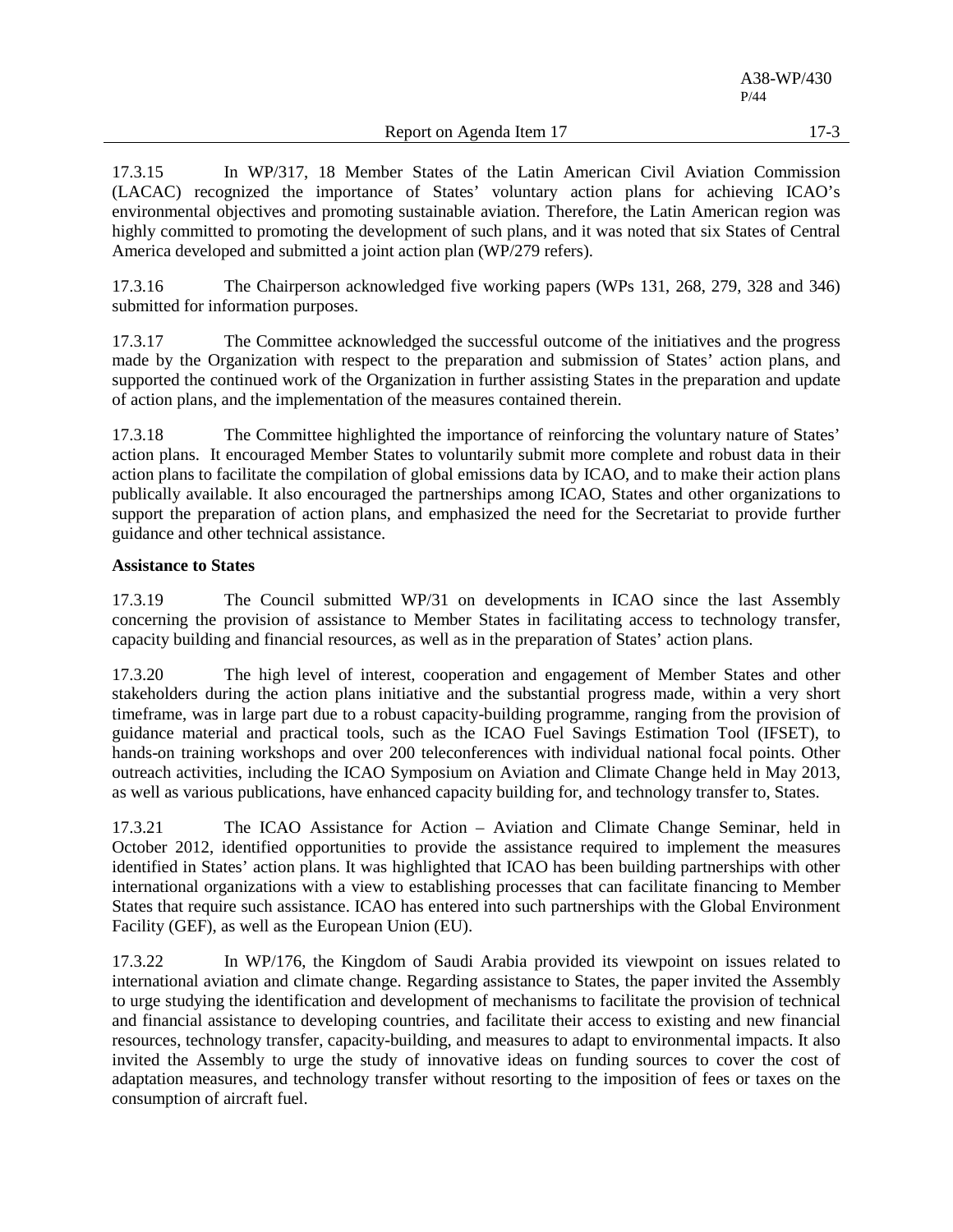17.3.15 In WP/317, 18 Member States of the Latin American Civil Aviation Commission (LACAC) recognized the importance of States' voluntary action plans for achieving ICAO's environmental objectives and promoting sustainable aviation. Therefore, the Latin American region was highly committed to promoting the development of such plans, and it was noted that six States of Central America developed and submitted a joint action plan (WP/279 refers).

17.3.16 The Chairperson acknowledged five working papers (WPs 131, 268, 279, 328 and 346) submitted for information purposes.

17.3.17 The Committee acknowledged the successful outcome of the initiatives and the progress made by the Organization with respect to the preparation and submission of States' action plans, and supported the continued work of the Organization in further assisting States in the preparation and update of action plans, and the implementation of the measures contained therein.

17.3.18 The Committee highlighted the importance of reinforcing the voluntary nature of States' action plans. It encouraged Member States to voluntarily submit more complete and robust data in their action plans to facilitate the compilation of global emissions data by ICAO, and to make their action plans publically available. It also encouraged the partnerships among ICAO, States and other organizations to support the preparation of action plans, and emphasized the need for the Secretariat to provide further guidance and other technical assistance.

**Assistance to States**

17.3.19 The Council submitted WP/31 on developments in ICAO since the last Assembly concerning the provision of assistance to Member States in facilitating access to technology transfer, capacity building and financial resources, as well as in the preparation of States' action plans.

17.3.20 The high level of interest, cooperation and engagement of Member States and other stakeholders during the action plans initiative and the substantial progress made, within a very short timeframe, was in large part due to a robust capacity-building programme, ranging from the provision of guidance material and practical tools, such as the ICAO Fuel Savings Estimation Tool (IFSET), to hands-on training workshops and over 200 teleconferences with individual national focal points. Other outreach activities, including the ICAO Symposium on Aviation and Climate Change held in May 2013, as well as various publications, have enhanced capacity building for, and technology transfer to, States.

17.3.21 The ICAO Assistance for Action – Aviation and Climate Change Seminar, held in October 2012, identified opportunities to provide the assistance required to implement the measures identified in States' action plans. It was highlighted that ICAO has been building partnerships with other international organizations with a view to establishing processes that can facilitate financing to Member States that require such assistance. ICAO has entered into such partnerships with the Global Environment Facility (GEF), as well as the European Union (EU).

17.3.22 In WP/176, the Kingdom of Saudi Arabia provided its viewpoint on issues related to international aviation and climate change. Regarding assistance to States, the paper invited the Assembly to urge studying the identification and development of mechanisms to facilitate the provision of technical and financial assistance to developing countries, and facilitate their access to existing and new financial resources, technology transfer, capacity-building, and measures to adapt to environmental impacts. It also invited the Assembly to urge the study of innovative ideas on funding sources to cover the cost of adaptation measures, and technology transfer without resorting to the imposition of fees or taxes on the consumption of aircraft fuel.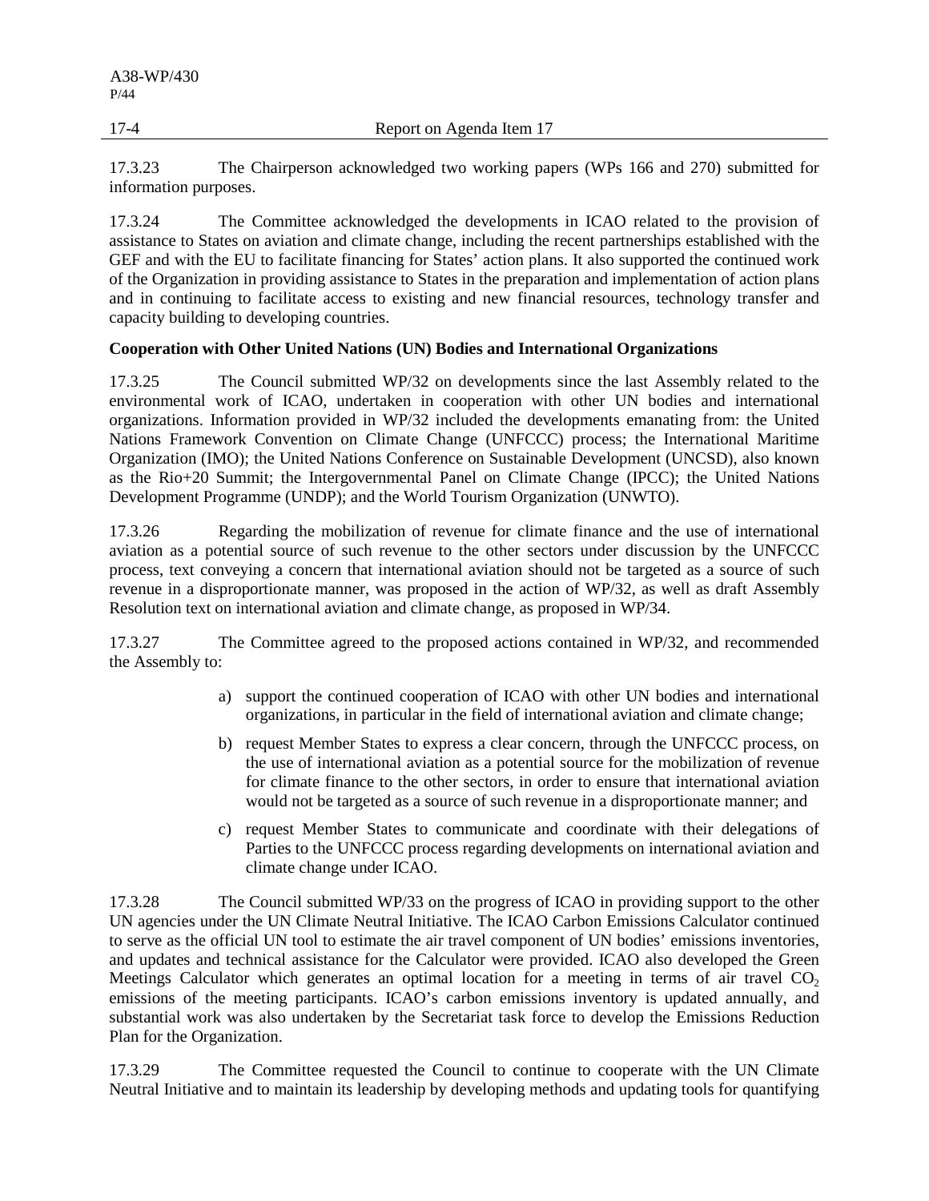17.3.23 The Chairperson acknowledged two working papers (WPs 166 and 270) submitted for information purposes.

17.3.24 The Committee acknowledged the developments in ICAO related to the provision of assistance to States on aviation and climate change, including the recent partnerships established with the GEF and with the EU to facilitate financing for States' action plans. It also supported the continued work of the Organization in providing assistance to States in the preparation and implementation of action plans and in continuing to facilitate access to existing and new financial resources, technology transfer and capacity building to developing countries.

**Cooperation with Other United Nations (UN) Bodies and International Organizations**

17.3.25 The Council submitted WP/32 on developments since the last Assembly related to the environmental work of ICAO, undertaken in cooperation with other UN bodies and international organizations. Information provided in WP/32 included the developments emanating from: the United Nations Framework Convention on Climate Change (UNFCCC) process; the International Maritime Organization (IMO); the United Nations Conference on Sustainable Development (UNCSD), also known as the Rio+20 Summit; the Intergovernmental Panel on Climate Change (IPCC); the United Nations Development Programme (UNDP); and the World Tourism Organization (UNWTO).

17.3.26 Regarding the mobilization of revenue for climate finance and the use of international aviation as a potential source of such revenue to the other sectors under discussion by the UNFCCC process, text conveying a concern that international aviation should not be targeted as a source of such revenue in a disproportionate manner, was proposed in the action of WP/32, as well as draft Assembly Resolution text on international aviation and climate change, as proposed in WP/34.

17.3.27 The Committee agreed to the proposed actions contained in WP/32, and recommended the Assembly to:

a) support the continued cooperation of ICAO with other UN bodies and international organizations, in particular in the field of international aviation and climate change;

b) request Member States to express a clear concern, through the UNFCCC process, on the use of international aviation as a potential source for the mobilization of revenue for climate finance to the other sectors, in order to ensure that international aviation would not be targeted as a source of such revenue in a disproportionate manner; and

c) request Member States to communicate and coordinate with their delegations of Parties to the UNFCCC process regarding developments on international aviation and climate change under ICAO.

17.3.28 The Council submitted WP/33 on the progress of ICAO in providing support to the other UN agencies under the UN Climate Neutral Initiative. The ICAO Carbon Emissions Calculator continued to serve as the official UN tool to estimate the air travel component of UN bodies' emissions inventories, and updates and technical assistance for the Calculator were provided. ICAO also developed the Green Meetings Calculator which generates an optimal location for a meeting in terms of air travel $CO_2$ emissions of the meeting participants. ICAO's carbon emissions inventory is updated annually, and substantial work was also undertaken by the Secretariat task force to develop the Emissions Reduction Plan for the Organization.

17.3.29 The Committee requested the Council to continue to cooperate with the UN Climate Neutral Initiative and to maintain its leadership by developing methods and updating tools for quantifying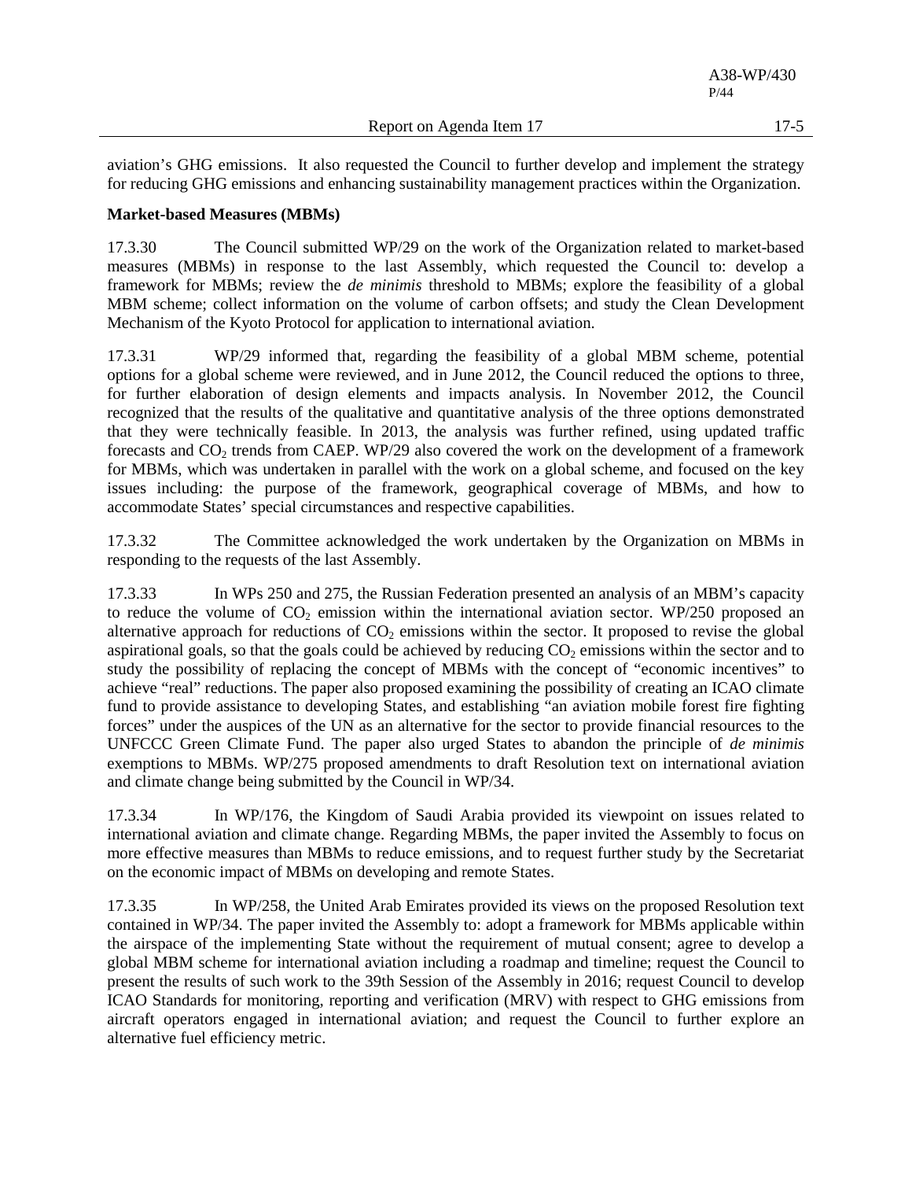aviation's GHG emissions. It also requested the Council to further develop and implement the strategy for reducing GHG emissions and enhancing sustainability management practices within the Organization.

**Market-based Measures (MBMs)**

17.3.30 The Council submitted WP/29 on the work of the Organization related to market-based measures (MBMs) in response to the last Assembly, which requested the Council to: develop a framework for MBMs; review the *de minimis* threshold to MBMs; explore the feasibility of a global MBM scheme; collect information on the volume of carbon offsets; and study the Clean Development Mechanism of the Kyoto Protocol for application to international aviation.

17.3.31 WP/29 informed that, regarding the feasibility of a global MBM scheme, potential options for a global scheme were reviewed, and in June 2012, the Council reduced the options to three, for further elaboration of design elements and impacts analysis. In November 2012, the Council recognized that the results of the qualitative and quantitative analysis of the three options demonstrated that they were technically feasible. In 2013, the analysis was further refined, using updated traffic forecasts and $CO_2$ trends from CAEP. WP/29 also covered the work on the development of a framework for MBMs, which was undertaken in parallel with the work on a global scheme, and focused on the key issues including: the purpose of the framework, geographical coverage of MBMs, and how to accommodate States' special circumstances and respective capabilities.

17.3.32 The Committee acknowledged the work undertaken by the Organization on MBMs in responding to the requests of the last Assembly.

17.3.33 In WPs 250 and 275, the Russian Federation presented an analysis of an MBM's capacity to reduce the volume of $CO_2$ emission within the international aviation sector. WP/250 proposed an alternative approach for reductions of $CO_2$ emissions within the sector. It proposed to revise the global aspirational goals, so that the goals could be achieved by reducing $CO_2$ emissions within the sector and to study the possibility of replacing the concept of MBMs with the concept of "economic incentives" to achieve "real" reductions. The paper also proposed examining the possibility of creating an ICAO climate fund to provide assistance to developing States, and establishing "an aviation mobile forest fire fighting forces" under the auspices of the UN as an alternative for the sector to provide financial resources to the UNFCCC Green Climate Fund. The paper also urged States to abandon the principle of *de minimis* exemptions to MBMs. WP/275 proposed amendments to draft Resolution text on international aviation and climate change being submitted by the Council in WP/34.

17.3.34 In WP/176, the Kingdom of Saudi Arabia provided its viewpoint on issues related to international aviation and climate change. Regarding MBMs, the paper invited the Assembly to focus on more effective measures than MBMs to reduce emissions, and to request further study by the Secretariat on the economic impact of MBMs on developing and remote States.

17.3.35 In WP/258, the United Arab Emirates provided its views on the proposed Resolution text contained in WP/34. The paper invited the Assembly to: adopt a framework for MBMs applicable within the airspace of the implementing State without the requirement of mutual consent; agree to develop a global MBM scheme for international aviation including a roadmap and timeline; request the Council to present the results of such work to the 39th Session of the Assembly in 2016; request Council to develop ICAO Standards for monitoring, reporting and verification (MRV) with respect to GHG emissions from aircraft operators engaged in international aviation; and request the Council to further explore an alternative fuel efficiency metric.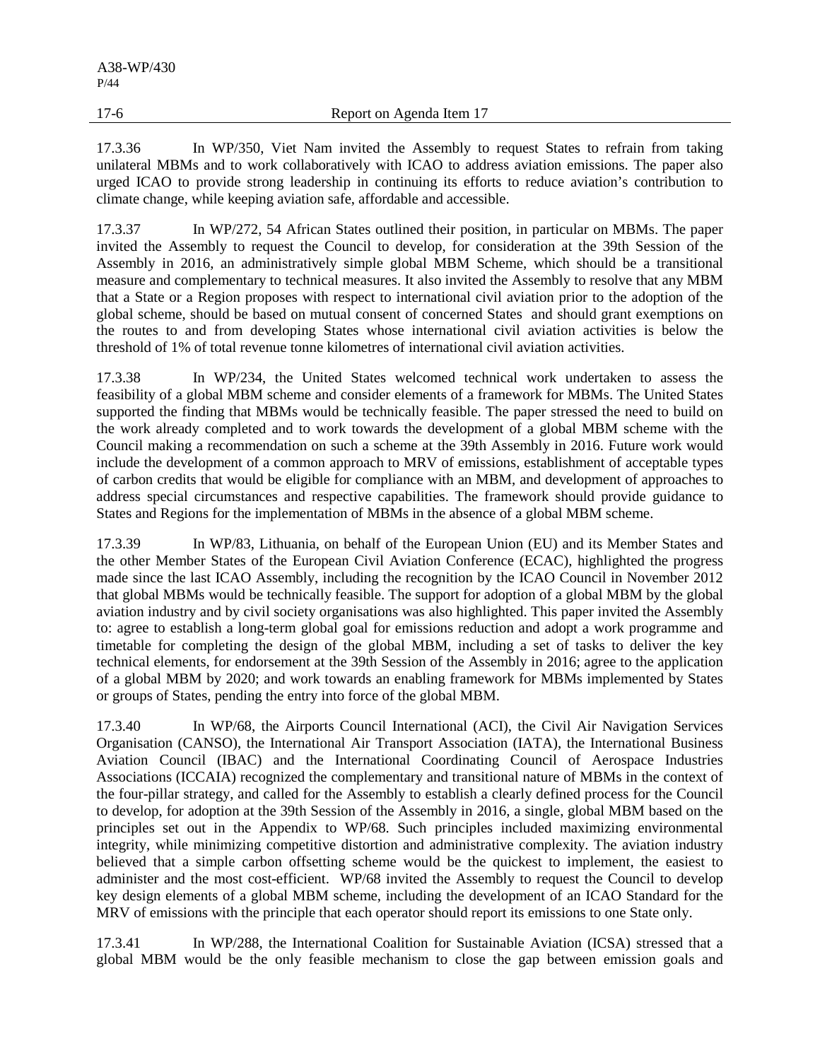17.3.36 In WP/350, Viet Nam invited the Assembly to request States to refrain from taking unilateral MBMs and to work collaboratively with ICAO to address aviation emissions. The paper also urged ICAO to provide strong leadership in continuing its efforts to reduce aviation's contribution to climate change, while keeping aviation safe, affordable and accessible.

17.3.37 In WP/272, 54 African States outlined their position, in particular on MBMs. The paper invited the Assembly to request the Council to develop, for consideration at the 39th Session of the Assembly in 2016, an administratively simple global MBM Scheme, which should be a transitional measure and complementary to technical measures. It also invited the Assembly to resolve that any MBM that a State or a Region proposes with respect to international civil aviation prior to the adoption of the global scheme, should be based on mutual consent of concerned States and should grant exemptions on the routes to and from developing States whose international civil aviation activities is below the threshold of 1% of total revenue tonne kilometres of international civil aviation activities.

17.3.38 In WP/234, the United States welcomed technical work undertaken to assess the feasibility of a global MBM scheme and consider elements of a framework for MBMs. The United States supported the finding that MBMs would be technically feasible. The paper stressed the need to build on the work already completed and to work towards the development of a global MBM scheme with the Council making a recommendation on such a scheme at the 39th Assembly in 2016. Future work would include the development of a common approach to MRV of emissions, establishment of acceptable types of carbon credits that would be eligible for compliance with an MBM, and development of approaches to address special circumstances and respective capabilities. The framework should provide guidance to States and Regions for the implementation of MBMs in the absence of a global MBM scheme.

17.3.39 In WP/83, Lithuania, on behalf of the European Union (EU) and its Member States and the other Member States of the European Civil Aviation Conference (ECAC), highlighted the progress made since the last ICAO Assembly, including the recognition by the ICAO Council in November 2012 that global MBMs would be technically feasible. The support for adoption of a global MBM by the global aviation industry and by civil society organisations was also highlighted. This paper invited the Assembly to: agree to establish a long-term global goal for emissions reduction and adopt a work programme and timetable for completing the design of the global MBM, including a set of tasks to deliver the key technical elements, for endorsement at the 39th Session of the Assembly in 2016; agree to the application of a global MBM by 2020; and work towards an enabling framework for MBMs implemented by States or groups of States, pending the entry into force of the global MBM.

17.3.40 In WP/68, the Airports Council International (ACI), the Civil Air Navigation Services Organisation (CANSO), the International Air Transport Association (IATA), the International Business Aviation Council (IBAC) and the International Coordinating Council of Aerospace Industries Associations (ICCAIA) recognized the complementary and transitional nature of MBMs in the context of the four-pillar strategy, and called for the Assembly to establish a clearly defined process for the Council to develop, for adoption at the 39th Session of the Assembly in 2016, a single, global MBM based on the principles set out in the Appendix to WP/68. Such principles included maximizing environmental integrity, while minimizing competitive distortion and administrative complexity. The aviation industry believed that a simple carbon offsetting scheme would be the quickest to implement, the easiest to administer and the most cost-efficient. WP/68 invited the Assembly to request the Council to develop key design elements of a global MBM scheme, including the development of an ICAO Standard for the MRV of emissions with the principle that each operator should report its emissions to one State only.

17.3.41 In WP/288, the International Coalition for Sustainable Aviation (ICSA) stressed that a global MBM would be the only feasible mechanism to close the gap between emission goals and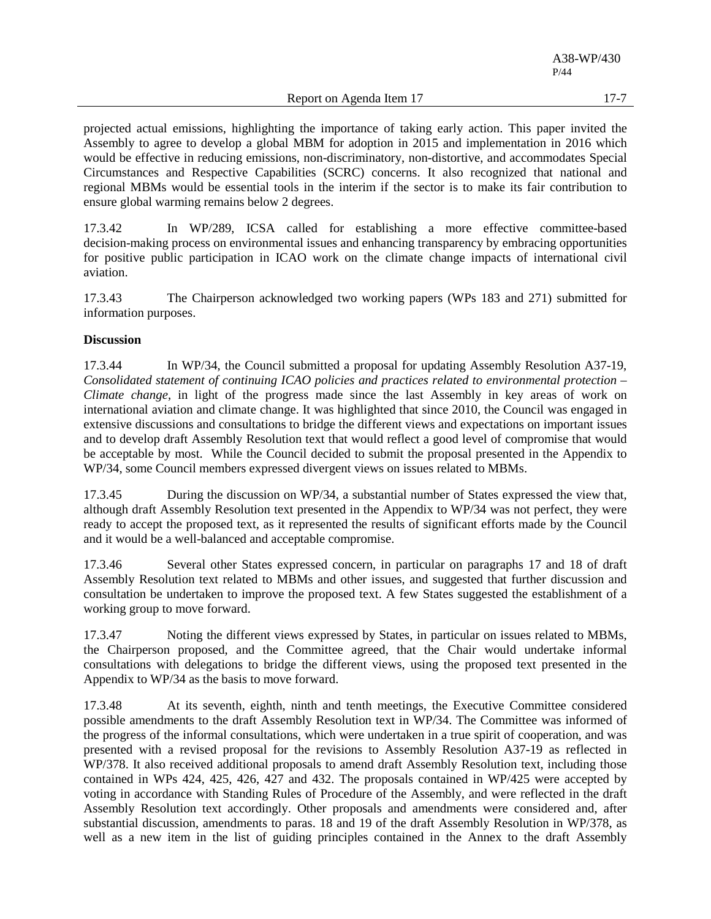projected actual emissions, highlighting the importance of taking early action. This paper invited the Assembly to agree to develop a global MBM for adoption in 2015 and implementation in 2016 which would be effective in reducing emissions, non-discriminatory, non-distortive, and accommodates Special Circumstances and Respective Capabilities (SCRC) concerns. It also recognized that national and regional MBMs would be essential tools in the interim if the sector is to make its fair contribution to ensure global warming remains below 2 degrees.

17.3.42 In WP/289, ICSA called for establishing a more effective committee-based decision-making process on environmental issues and enhancing transparency by embracing opportunities for positive public participation in ICAO work on the climate change impacts of international civil aviation.

17.3.43 The Chairperson acknowledged two working papers (WPs 183 and 271) submitted for information purposes.

**Discussion**

17.3.44 In WP/34, the Council submitted a proposal for updating Assembly Resolution A37-19, *Consolidated statement of continuing ICAO policies and practices related to environmental protection – Climate change*, in light of the progress made since the last Assembly in key areas of work on international aviation and climate change. It was highlighted that since 2010, the Council was engaged in extensive discussions and consultations to bridge the different views and expectations on important issues and to develop draft Assembly Resolution text that would reflect a good level of compromise that would be acceptable by most. While the Council decided to submit the proposal presented in the Appendix to WP/34, some Council members expressed divergent views on issues related to MBMs.

17.3.45 During the discussion on WP/34, a substantial number of States expressed the view that, although draft Assembly Resolution text presented in the Appendix to WP/34 was not perfect, they were ready to accept the proposed text, as it represented the results of significant efforts made by the Council and it would be a well-balanced and acceptable compromise.

17.3.46 Several other States expressed concern, in particular on paragraphs 17 and 18 of draft Assembly Resolution text related to MBMs and other issues, and suggested that further discussion and consultation be undertaken to improve the proposed text. A few States suggested the establishment of a working group to move forward.

17.3.47 Noting the different views expressed by States, in particular on issues related to MBMs, the Chairperson proposed, and the Committee agreed, that the Chair would undertake informal consultations with delegations to bridge the different views, using the proposed text presented in the Appendix to WP/34 as the basis to move forward.

17.3.48 At its seventh, eighth, ninth and tenth meetings, the Executive Committee considered possible amendments to the draft Assembly Resolution text in WP/34. The Committee was informed of the progress of the informal consultations, which were undertaken in a true spirit of cooperation, and was presented with a revised proposal for the revisions to Assembly Resolution A37-19 as reflected in WP/378. It also received additional proposals to amend draft Assembly Resolution text, including those contained in WPs 424, 425, 426, 427 and 432. The proposals contained in WP/425 were accepted by voting in accordance with Standing Rules of Procedure of the Assembly, and were reflected in the draft Assembly Resolution text accordingly. Other proposals and amendments were considered and, after substantial discussion, amendments to paras. 18 and 19 of the draft Assembly Resolution in WP/378, as well as a new item in the list of guiding principles contained in the Annex to the draft Assembly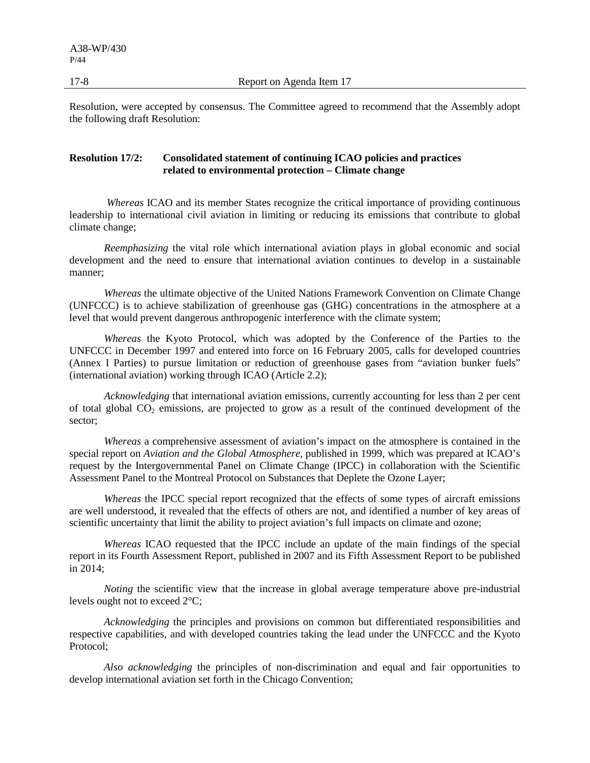Resolution, were accepted by consensus. The Committee agreed to recommend that the Assembly adopt the following draft Resolution:

**Resolution 17/2: Consolidated statement of continuing ICAO policies and practices related to environmental protection – Climate change**

*Whereas* ICAO and its member States recognize the critical importance of providing continuous leadership to international civil aviation in limiting or reducing its emissions that contribute to global climate change;

*Reemphasizing* the vital role which international aviation plays in global economic and social development and the need to ensure that international aviation continues to develop in a sustainable manner;

*Whereas* the ultimate objective of the United Nations Framework Convention on Climate Change (UNFCCC) is to achieve stabilization of greenhouse gas (GHG) concentrations in the atmosphere at a level that would prevent dangerous anthropogenic interference with the climate system;

*Whereas* the Kyoto Protocol, which was adopted by the Conference of the Parties to the UNFCCC in December 1997 and entered into force on 16 February 2005, calls for developed countries (Annex I Parties) to pursue limitation or reduction of greenhouse gases from "aviation bunker fuels" (international aviation) working through ICAO (Article 2.2);

*Acknowledging* that international aviation emissions, currently accounting for less than 2 per cent of total global $CO_2$ emissions, are projected to grow as a result of the continued development of the sector;

*Whereas* a comprehensive assessment of aviation's impact on the atmosphere is contained in the special report on *Aviation and the Global Atmosphere*, published in 1999, which was prepared at ICAO's request by the Intergovernmental Panel on Climate Change (IPCC) in collaboration with the Scientific Assessment Panel to the Montreal Protocol on Substances that Deplete the Ozone Layer;

*Whereas* the IPCC special report recognized that the effects of some types of aircraft emissions are well understood, it revealed that the effects of others are not, and identified a number of key areas of scientific uncertainty that limit the ability to project aviation's full impacts on climate and ozone;

*Whereas* ICAO requested that the IPCC include an update of the main findings of the special report in its Fourth Assessment Report, published in 2007 and its Fifth Assessment Report to be published in 2014;

*Noting* the scientific view that the increase in global average temperature above pre-industrial levels ought not to exceed 2°C;

*Acknowledging* the principles and provisions on common but differentiated responsibilities and respective capabilities, and with developed countries taking the lead under the UNFCCC and the Kyoto Protocol;

*Also acknowledging* the principles of non-discrimination and equal and fair opportunities to develop international aviation set forth in the Chicago Convention;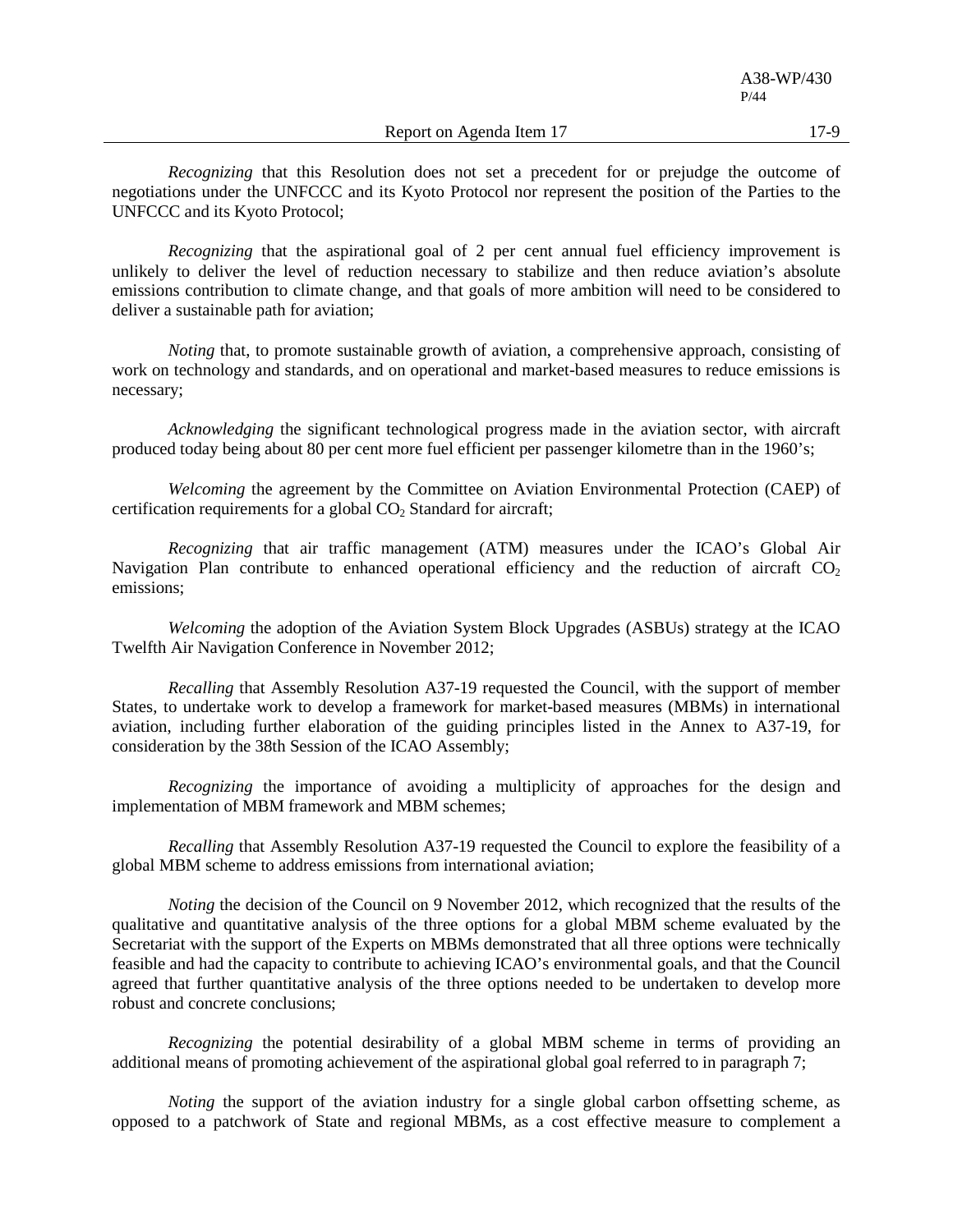*Recognizing* that this Resolution does not set a precedent for or prejudge the outcome of negotiations under the UNFCCC and its Kyoto Protocol nor represent the position of the Parties to the UNFCCC and its Kyoto Protocol;

*Recognizing* that the aspirational goal of 2 per cent annual fuel efficiency improvement is unlikely to deliver the level of reduction necessary to stabilize and then reduce aviation's absolute emissions contribution to climate change, and that goals of more ambition will need to be considered to deliver a sustainable path for aviation;

*Noting* that, to promote sustainable growth of aviation, a comprehensive approach, consisting of work on technology and standards, and on operational and market-based measures to reduce emissions is necessary;

*Acknowledging* the significant technological progress made in the aviation sector, with aircraft produced today being about 80 per cent more fuel efficient per passenger kilometre than in the 1960's;

*Welcoming* the agreement by the Committee on Aviation Environmental Protection (CAEP) of certification requirements for a global $CO_2$ Standard for aircraft;

*Recognizing* that air traffic management (ATM) measures under the ICAO's Global Air Navigation Plan contribute to enhanced operational efficiency and the reduction of aircraft $CO_2$ emissions;

*Welcoming* the adoption of the Aviation System Block Upgrades (ASBUs) strategy at the ICAO Twelfth Air Navigation Conference in November 2012;

*Recalling* that Assembly Resolution A37-19 requested the Council, with the support of member States, to undertake work to develop a framework for market-based measures (MBMs) in international aviation, including further elaboration of the guiding principles listed in the Annex to A37-19, for consideration by the 38th Session of the ICAO Assembly;

*Recognizing* the importance of avoiding a multiplicity of approaches for the design and implementation of MBM framework and MBM schemes;

*Recalling* that Assembly Resolution A37-19 requested the Council to explore the feasibility of a global MBM scheme to address emissions from international aviation;

*Noting* the decision of the Council on 9 November 2012, which recognized that the results of the qualitative and quantitative analysis of the three options for a global MBM scheme evaluated by the Secretariat with the support of the Experts on MBMs demonstrated that all three options were technically feasible and had the capacity to contribute to achieving ICAO's environmental goals, and that the Council agreed that further quantitative analysis of the three options needed to be undertaken to develop more robust and concrete conclusions;

*Recognizing* the potential desirability of a global MBM scheme in terms of providing an additional means of promoting achievement of the aspirational global goal referred to in paragraph 7;

*Noting* the support of the aviation industry for a single global carbon offsetting scheme, as opposed to a patchwork of State and regional MBMs, as a cost effective measure to complement a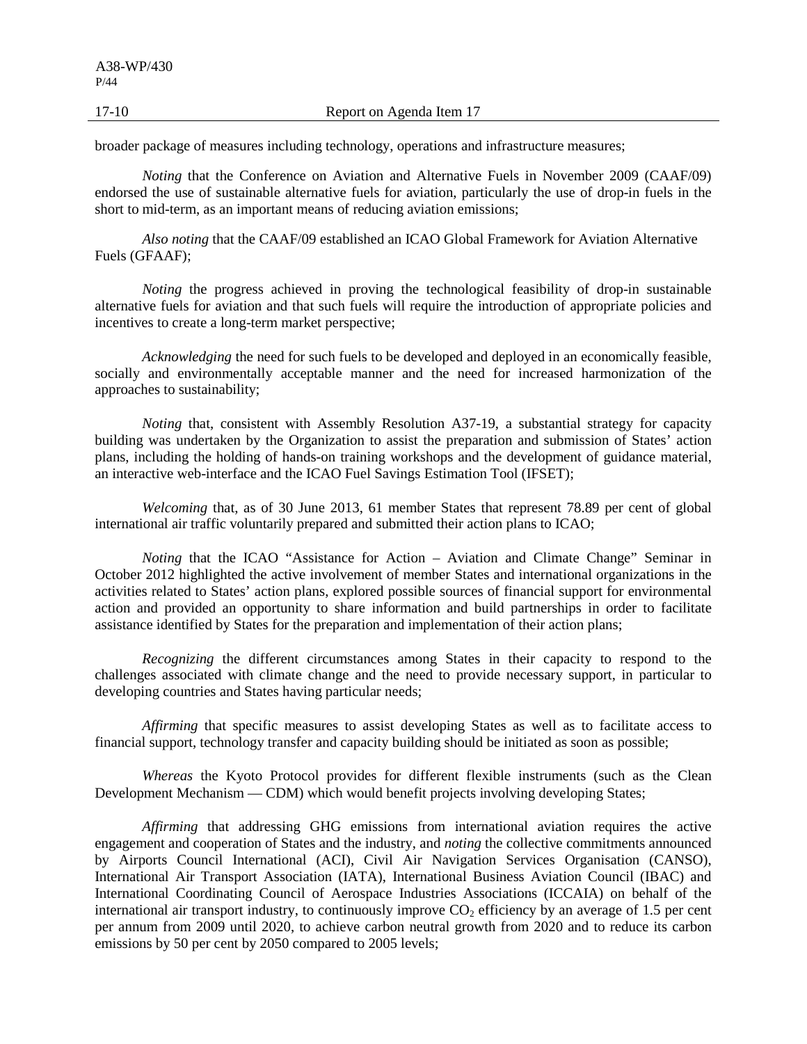broader package of measures including technology, operations and infrastructure measures;

*Noting* that the Conference on Aviation and Alternative Fuels in November 2009 (CAAF/09) endorsed the use of sustainable alternative fuels for aviation, particularly the use of drop-in fuels in the short to mid-term, as an important means of reducing aviation emissions;

*Also noting* that the CAAF/09 established an ICAO Global Framework for Aviation Alternative Fuels (GFAAF);

*Noting* the progress achieved in proving the technological feasibility of drop-in sustainable alternative fuels for aviation and that such fuels will require the introduction of appropriate policies and incentives to create a long-term market perspective;

*Acknowledging* the need for such fuels to be developed and deployed in an economically feasible, socially and environmentally acceptable manner and the need for increased harmonization of the approaches to sustainability;

*Noting* that, consistent with Assembly Resolution A37-19, a substantial strategy for capacity building was undertaken by the Organization to assist the preparation and submission of States' action plans, including the holding of hands-on training workshops and the development of guidance material, an interactive web-interface and the ICAO Fuel Savings Estimation Tool (IFSET);

*Welcoming* that, as of 30 June 2013, 61 member States that represent 78.89 per cent of global international air traffic voluntarily prepared and submitted their action plans to ICAO;

*Noting* that the ICAO "Assistance for Action – Aviation and Climate Change" Seminar in October 2012 highlighted the active involvement of member States and international organizations in the activities related to States' action plans, explored possible sources of financial support for environmental action and provided an opportunity to share information and build partnerships in order to facilitate assistance identified by States for the preparation and implementation of their action plans;

*Recognizing* the different circumstances among States in their capacity to respond to the challenges associated with climate change and the need to provide necessary support, in particular to developing countries and States having particular needs;

*Affirming* that specific measures to assist developing States as well as to facilitate access to financial support, technology transfer and capacity building should be initiated as soon as possible;

*Whereas* the Kyoto Protocol provides for different flexible instruments (such as the Clean Development Mechanism — CDM) which would benefit projects involving developing States;

*Affirming* that addressing GHG emissions from international aviation requires the active engagement and cooperation of States and the industry, and *noting* the collective commitments announced by Airports Council International (ACI), Civil Air Navigation Services Organisation (CANSO), International Air Transport Association (IATA), International Business Aviation Council (IBAC) and International Coordinating Council of Aerospace Industries Associations (ICCAIA) on behalf of the international air transport industry, to continuously improve $CO_2$ efficiency by an average of 1.5 per cent per annum from 2009 until 2020, to achieve carbon neutral growth from 2020 and to reduce its carbon emissions by 50 per cent by 2050 compared to 2005 levels;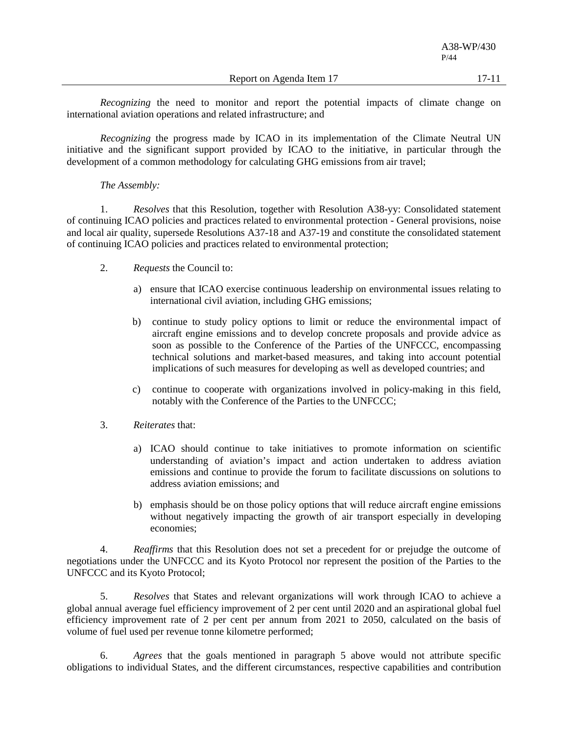*Recognizing* the need to monitor and report the potential impacts of climate change on international aviation operations and related infrastructure; and

*Recognizing* the progress made by ICAO in its implementation of the Climate Neutral UN initiative and the significant support provided by ICAO to the initiative, in particular through the development of a common methodology for calculating GHG emissions from air travel;

*The Assembly:*

1. *Resolves* that this Resolution, together with Resolution A38-yy: Consolidated statement of continuing ICAO policies and practices related to environmental protection - General provisions, noise and local air quality, supersede Resolutions A37-18 and A37-19 and constitute the consolidated statement of continuing ICAO policies and practices related to environmental protection;

2. *Requests* the Council to:

   a) ensure that ICAO exercise continuous leadership on environmental issues relating to international civil aviation, including GHG emissions;

   b) continue to study policy options to limit or reduce the environmental impact of aircraft engine emissions and to develop concrete proposals and provide advice as soon as possible to the Conference of the Parties of the UNFCCC, encompassing technical solutions and market-based measures, and taking into account potential implications of such measures for developing as well as developed countries; and

   c) continue to cooperate with organizations involved in policy-making in this field, notably with the Conference of the Parties to the UNFCCC;

3. *Reiterates* that:

   a) ICAO should continue to take initiatives to promote information on scientific understanding of aviation's impact and action undertaken to address aviation emissions and continue to provide the forum to facilitate discussions on solutions to address aviation emissions; and

   b) emphasis should be on those policy options that will reduce aircraft engine emissions without negatively impacting the growth of air transport especially in developing economies;

4. *Reaffirms* that this Resolution does not set a precedent for or prejudge the outcome of negotiations under the UNFCCC and its Kyoto Protocol nor represent the position of the Parties to the UNFCCC and its Kyoto Protocol;

5. *Resolves* that States and relevant organizations will work through ICAO to achieve a global annual average fuel efficiency improvement of 2 per cent until 2020 and an aspirational global fuel efficiency improvement rate of 2 per cent per annum from 2021 to 2050, calculated on the basis of volume of fuel used per revenue tonne kilometre performed;

6. *Agrees* that the goals mentioned in paragraph 5 above would not attribute specific obligations to individual States, and the different circumstances, respective capabilities and contribution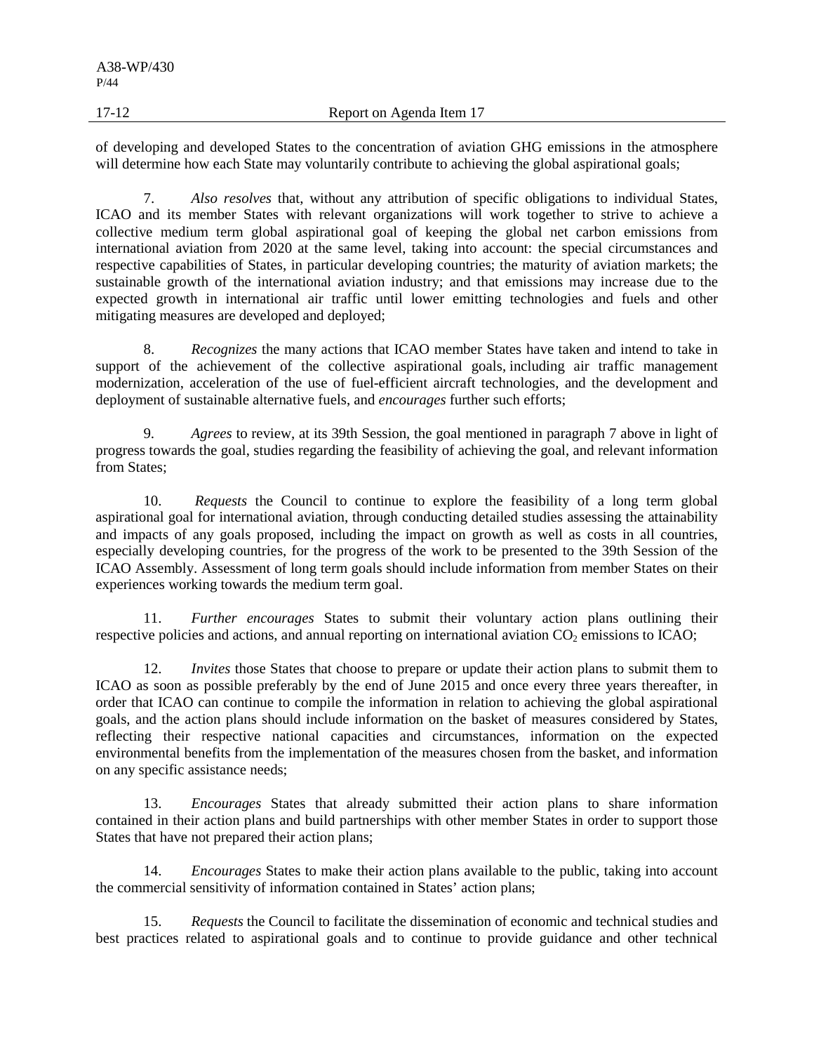of developing and developed States to the concentration of aviation GHG emissions in the atmosphere will determine how each State may voluntarily contribute to achieving the global aspirational goals;

7. *Also resolves* that, without any attribution of specific obligations to individual States, ICAO and its member States with relevant organizations will work together to strive to achieve a collective medium term global aspirational goal of keeping the global net carbon emissions from international aviation from 2020 at the same level, taking into account: the special circumstances and respective capabilities of States, in particular developing countries; the maturity of aviation markets; the sustainable growth of the international aviation industry; and that emissions may increase due to the expected growth in international air traffic until lower emitting technologies and fuels and other mitigating measures are developed and deployed;

8. *Recognizes* the many actions that ICAO member States have taken and intend to take in support of the achievement of the collective aspirational goals, including air traffic management modernization, acceleration of the use of fuel-efficient aircraft technologies, and the development and deployment of sustainable alternative fuels, and *encourages* further such efforts;

9. *Agrees* to review, at its 39th Session, the goal mentioned in paragraph 7 above in light of progress towards the goal, studies regarding the feasibility of achieving the goal, and relevant information from States;

10. *Requests* the Council to continue to explore the feasibility of a long term global aspirational goal for international aviation, through conducting detailed studies assessing the attainability and impacts of any goals proposed, including the impact on growth as well as costs in all countries, especially developing countries, for the progress of the work to be presented to the 39th Session of the ICAO Assembly. Assessment of long term goals should include information from member States on their experiences working towards the medium term goal.

11. *Further encourages* States to submit their voluntary action plans outlining their respective policies and actions, and annual reporting on international aviation $CO_2$ emissions to ICAO;

12. *Invites* those States that choose to prepare or update their action plans to submit them to ICAO as soon as possible preferably by the end of June 2015 and once every three years thereafter, in order that ICAO can continue to compile the information in relation to achieving the global aspirational goals, and the action plans should include information on the basket of measures considered by States, reflecting their respective national capacities and circumstances, information on the expected environmental benefits from the implementation of the measures chosen from the basket, and information on any specific assistance needs;

13. *Encourages* States that already submitted their action plans to share information contained in their action plans and build partnerships with other member States in order to support those States that have not prepared their action plans;

14. *Encourages* States to make their action plans available to the public, taking into account the commercial sensitivity of information contained in States' action plans;

15. *Requests* the Council to facilitate the dissemination of economic and technical studies and best practices related to aspirational goals and to continue to provide guidance and other technical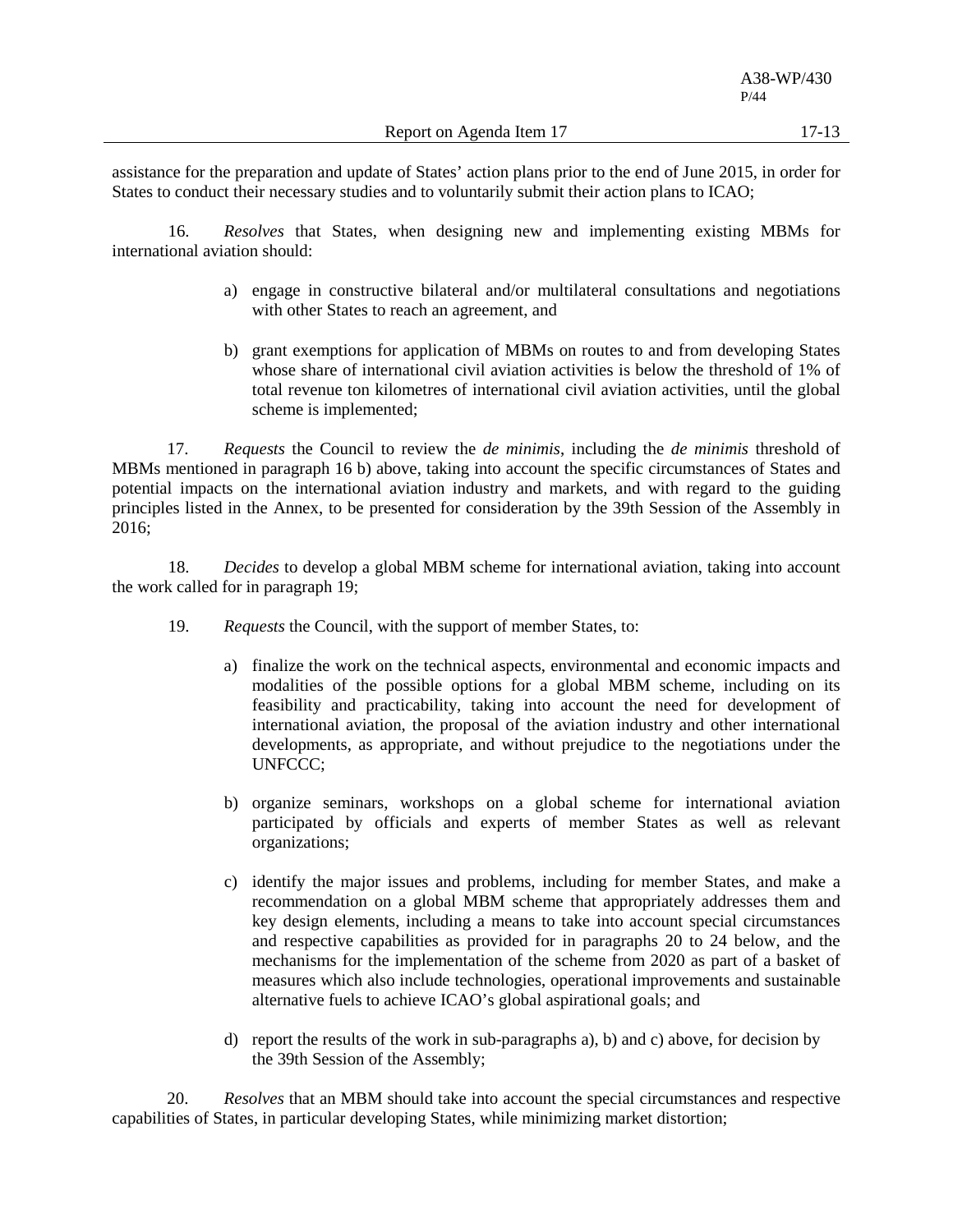assistance for the preparation and update of States' action plans prior to the end of June 2015, in order for States to conduct their necessary studies and to voluntarily submit their action plans to ICAO;

16. *Resolves* that States, when designing new and implementing existing MBMs for international aviation should:

a) engage in constructive bilateral and/or multilateral consultations and negotiations with other States to reach an agreement, and

b) grant exemptions for application of MBMs on routes to and from developing States whose share of international civil aviation activities is below the threshold of 1% of total revenue ton kilometres of international civil aviation activities, until the global scheme is implemented;

17. *Requests* the Council to review the *de minimis*, including the *de minimis* threshold of MBMs mentioned in paragraph 16 b) above, taking into account the specific circumstances of States and potential impacts on the international aviation industry and markets, and with regard to the guiding principles listed in the Annex, to be presented for consideration by the 39th Session of the Assembly in 2016;

18. *Decides* to develop a global MBM scheme for international aviation, taking into account the work called for in paragraph 19;

19. *Requests* the Council, with the support of member States, to:

a) finalize the work on the technical aspects, environmental and economic impacts and modalities of the possible options for a global MBM scheme, including on its feasibility and practicability, taking into account the need for development of international aviation, the proposal of the aviation industry and other international developments, as appropriate, and without prejudice to the negotiations under the UNFCCC;

b) organize seminars, workshops on a global scheme for international aviation participated by officials and experts of member States as well as relevant organizations;

c) identify the major issues and problems, including for member States, and make a recommendation on a global MBM scheme that appropriately addresses them and key design elements, including a means to take into account special circumstances and respective capabilities as provided for in paragraphs 20 to 24 below, and the mechanisms for the implementation of the scheme from 2020 as part of a basket of measures which also include technologies, operational improvements and sustainable alternative fuels to achieve ICAO's global aspirational goals; and

d) report the results of the work in sub-paragraphs a), b) and c) above, for decision by the 39th Session of the Assembly;

20. *Resolves* that an MBM should take into account the special circumstances and respective capabilities of States, in particular developing States, while minimizing market distortion;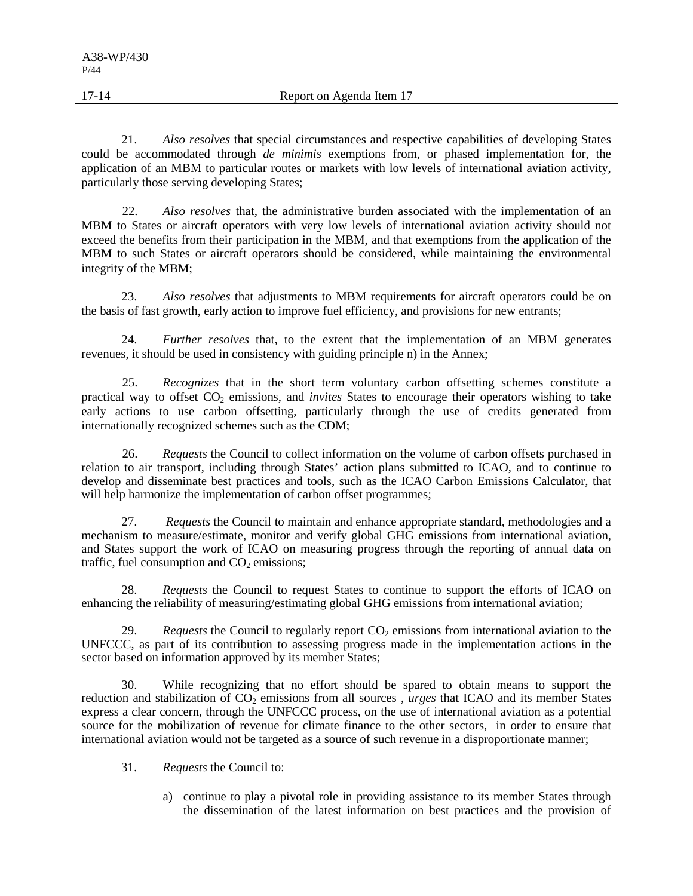21. *Also resolves* that special circumstances and respective capabilities of developing States could be accommodated through *de minimis* exemptions from, or phased implementation for, the application of an MBM to particular routes or markets with low levels of international aviation activity, particularly those serving developing States;

22. *Also resolves* that, the administrative burden associated with the implementation of an MBM to States or aircraft operators with very low levels of international aviation activity should not exceed the benefits from their participation in the MBM, and that exemptions from the application of the MBM to such States or aircraft operators should be considered, while maintaining the environmental integrity of the MBM;

23. *Also resolves* that adjustments to MBM requirements for aircraft operators could be on the basis of fast growth, early action to improve fuel efficiency, and provisions for new entrants;

24. *Further resolves* that, to the extent that the implementation of an MBM generates revenues, it should be used in consistency with guiding principle n) in the Annex;

25. *Recognizes* that in the short term voluntary carbon offsetting schemes constitute a practical way to offset $CO_2$ emissions, and *invites* States to encourage their operators wishing to take early actions to use carbon offsetting, particularly through the use of credits generated from internationally recognized schemes such as the CDM;

26. *Requests* the Council to collect information on the volume of carbon offsets purchased in relation to air transport, including through States' action plans submitted to ICAO, and to continue to develop and disseminate best practices and tools, such as the ICAO Carbon Emissions Calculator, that will help harmonize the implementation of carbon offset programmes;

27. *Requests* the Council to maintain and enhance appropriate standard, methodologies and a mechanism to measure/estimate, monitor and verify global GHG emissions from international aviation, and States support the work of ICAO on measuring progress through the reporting of annual data on traffic, fuel consumption and $CO_2$ emissions;

28. *Requests* the Council to request States to continue to support the efforts of ICAO on enhancing the reliability of measuring/estimating global GHG emissions from international aviation;

29. *Requests* the Council to regularly report $CO_2$ emissions from international aviation to the UNFCCC, as part of its contribution to assessing progress made in the implementation actions in the sector based on information approved by its member States;

30. While recognizing that no effort should be spared to obtain means to support the reduction and stabilization of $CO_2$ emissions from all sources , *urges* that ICAO and its member States express a clear concern, through the UNFCCC process, on the use of international aviation as a potential source for the mobilization of revenue for climate finance to the other sectors, in order to ensure that international aviation would not be targeted as a source of such revenue in a disproportionate manner;

31. *Requests* the Council to:

a) continue to play a pivotal role in providing assistance to its member States through the dissemination of the latest information on best practices and the provision of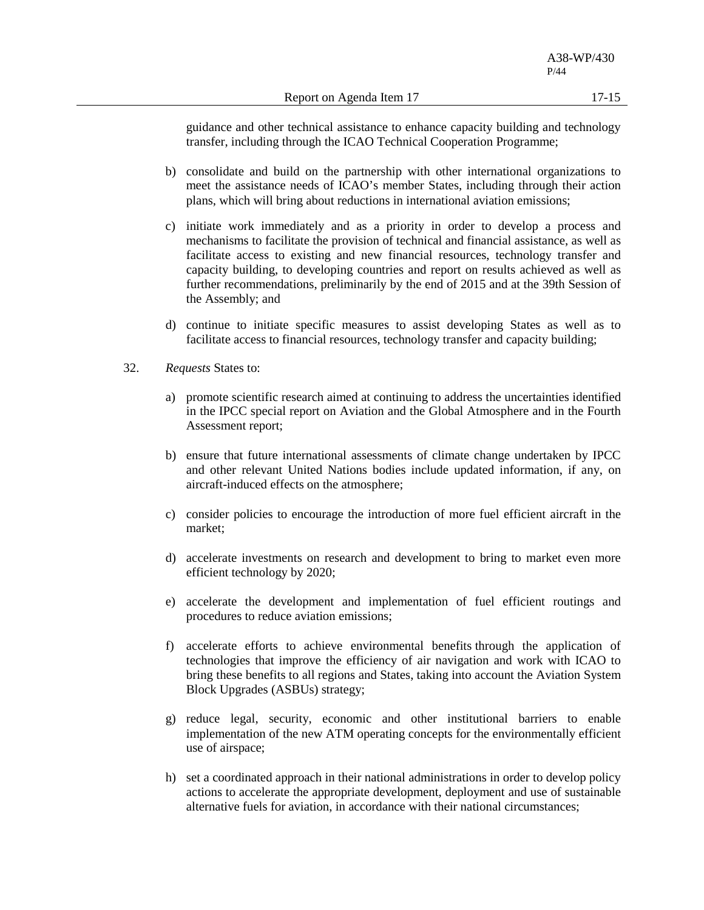guidance and other technical assistance to enhance capacity building and technology transfer, including through the ICAO Technical Cooperation Programme;

b) consolidate and build on the partnership with other international organizations to meet the assistance needs of ICAO's member States, including through their action plans, which will bring about reductions in international aviation emissions;

c) initiate work immediately and as a priority in order to develop a process and mechanisms to facilitate the provision of technical and financial assistance, as well as facilitate access to existing and new financial resources, technology transfer and capacity building, to developing countries and report on results achieved as well as further recommendations, preliminarily by the end of 2015 and at the 39th Session of the Assembly; and

d) continue to initiate specific measures to assist developing States as well as to facilitate access to financial resources, technology transfer and capacity building;

32. *Requests* States to:

a) promote scientific research aimed at continuing to address the uncertainties identified in the IPCC special report on Aviation and the Global Atmosphere and in the Fourth Assessment report;

b) ensure that future international assessments of climate change undertaken by IPCC and other relevant United Nations bodies include updated information, if any, on aircraft-induced effects on the atmosphere;

c) consider policies to encourage the introduction of more fuel efficient aircraft in the market;

d) accelerate investments on research and development to bring to market even more efficient technology by 2020;

e) accelerate the development and implementation of fuel efficient routings and procedures to reduce aviation emissions;

f) accelerate efforts to achieve environmental benefits through the application of technologies that improve the efficiency of air navigation and work with ICAO to bring these benefits to all regions and States, taking into account the Aviation System Block Upgrades (ASBUs) strategy;

g) reduce legal, security, economic and other institutional barriers to enable implementation of the new ATM operating concepts for the environmentally efficient use of airspace;

h) set a coordinated approach in their national administrations in order to develop policy actions to accelerate the appropriate development, deployment and use of sustainable alternative fuels for aviation, in accordance with their national circumstances;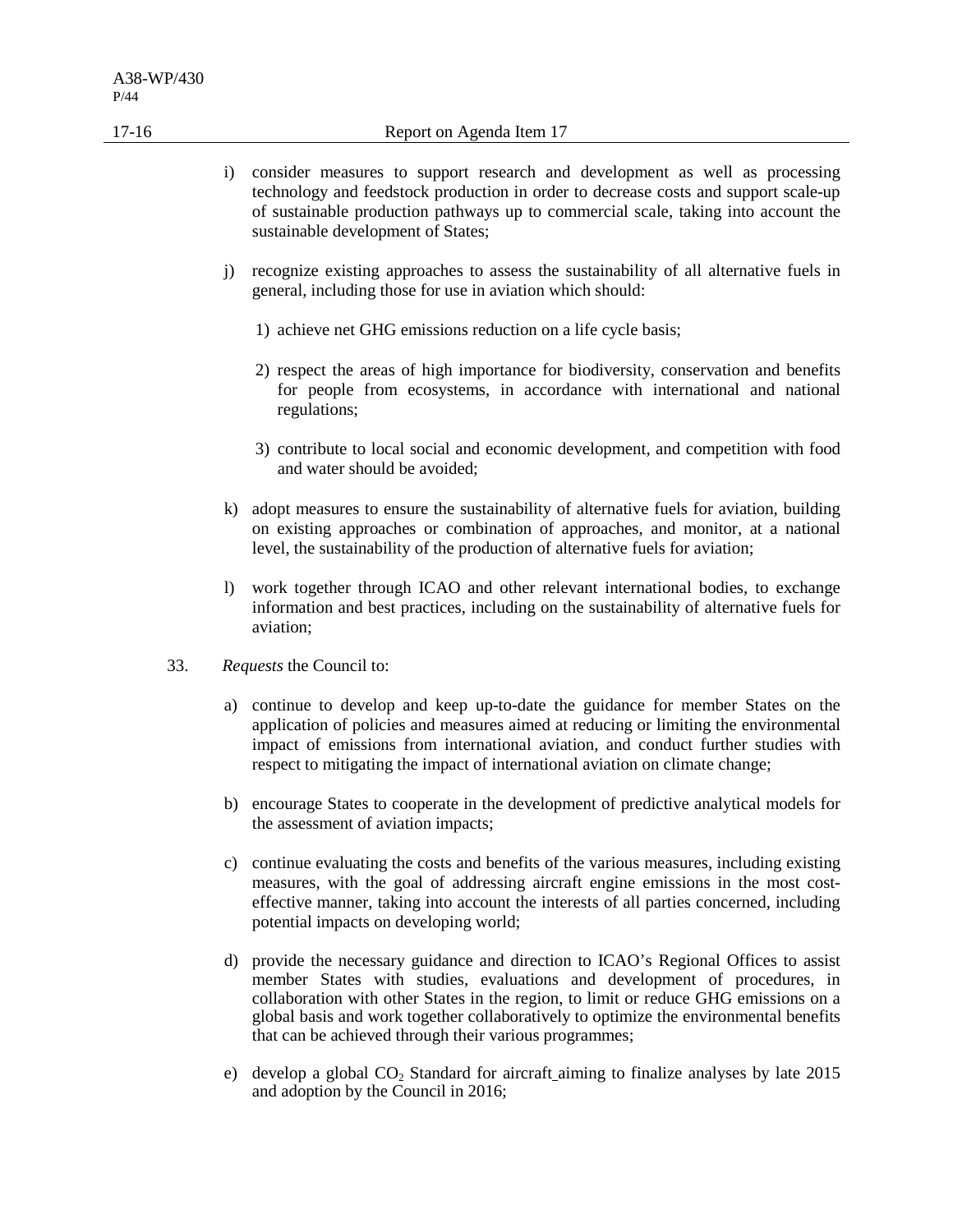i) consider measures to support research and development as well as processing technology and feedstock production in order to decrease costs and support scale-up of sustainable production pathways up to commercial scale, taking into account the sustainable development of States;

j) recognize existing approaches to assess the sustainability of all alternative fuels in general, including those for use in aviation which should:

   1) achieve net GHG emissions reduction on a life cycle basis;

   2) respect the areas of high importance for biodiversity, conservation and benefits for people from ecosystems, in accordance with international and national regulations;

   3) contribute to local social and economic development, and competition with food and water should be avoided;

k) adopt measures to ensure the sustainability of alternative fuels for aviation, building on existing approaches or combination of approaches, and monitor, at a national level, the sustainability of the production of alternative fuels for aviation;

l) work together through ICAO and other relevant international bodies, to exchange information and best practices, including on the sustainability of alternative fuels for aviation;

33. *Requests* the Council to:

a) continue to develop and keep up-to-date the guidance for member States on the application of policies and measures aimed at reducing or limiting the environmental impact of emissions from international aviation, and conduct further studies with respect to mitigating the impact of international aviation on climate change;

b) encourage States to cooperate in the development of predictive analytical models for the assessment of aviation impacts;

c) continue evaluating the costs and benefits of the various measures, including existing measures, with the goal of addressing aircraft engine emissions in the most cost-effective manner, taking into account the interests of all parties concerned, including potential impacts on developing world;

d) provide the necessary guidance and direction to ICAO's Regional Offices to assist member States with studies, evaluations and development of procedures, in collaboration with other States in the region, to limit or reduce GHG emissions on a global basis and work together collaboratively to optimize the environmental benefits that can be achieved through their various programmes;

e) develop a global $CO_2$ Standard for aircraft aiming to finalize analyses by late 2015 and adoption by the Council in 2016;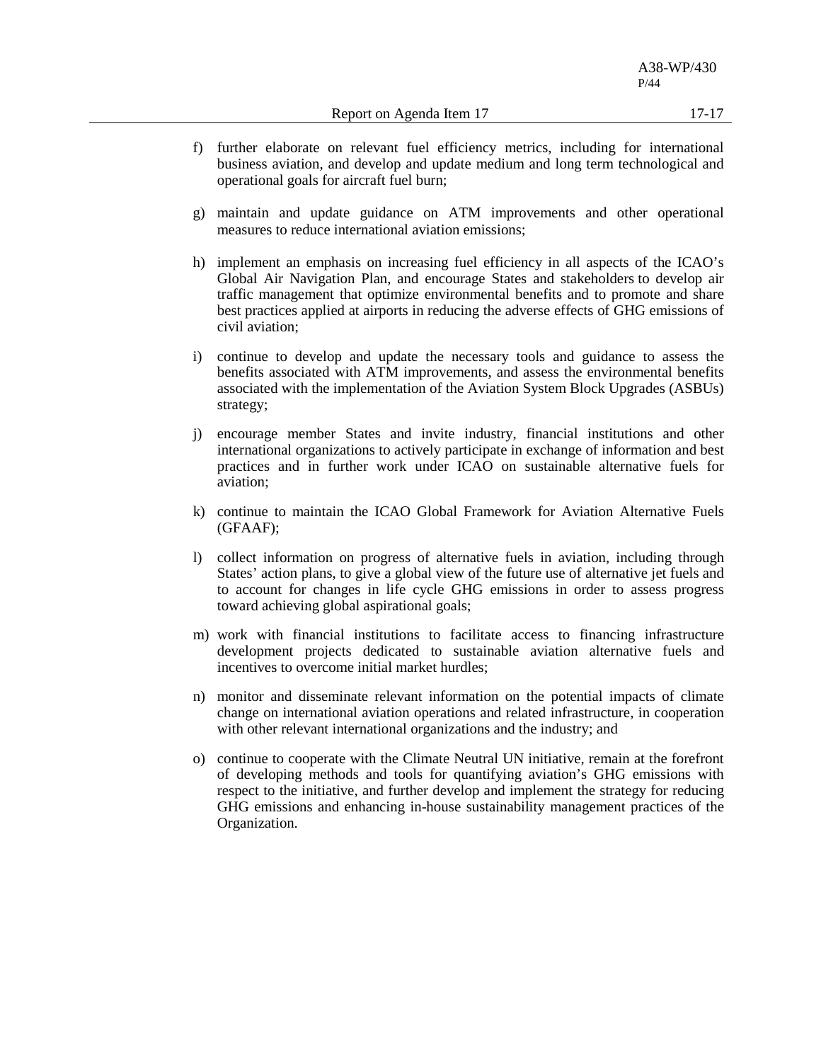f) further elaborate on relevant fuel efficiency metrics, including for international business aviation, and develop and update medium and long term technological and operational goals for aircraft fuel burn;

g) maintain and update guidance on ATM improvements and other operational measures to reduce international aviation emissions;

h) implement an emphasis on increasing fuel efficiency in all aspects of the ICAO's Global Air Navigation Plan, and encourage States and stakeholders to develop air traffic management that optimize environmental benefits and to promote and share best practices applied at airports in reducing the adverse effects of GHG emissions of civil aviation;

i) continue to develop and update the necessary tools and guidance to assess the benefits associated with ATM improvements, and assess the environmental benefits associated with the implementation of the Aviation System Block Upgrades (ASBUs) strategy;

j) encourage member States and invite industry, financial institutions and other international organizations to actively participate in exchange of information and best practices and in further work under ICAO on sustainable alternative fuels for aviation;

k) continue to maintain the ICAO Global Framework for Aviation Alternative Fuels (GFAAF);

l) collect information on progress of alternative fuels in aviation, including through States' action plans, to give a global view of the future use of alternative jet fuels and to account for changes in life cycle GHG emissions in order to assess progress toward achieving global aspirational goals;

m) work with financial institutions to facilitate access to financing infrastructure development projects dedicated to sustainable aviation alternative fuels and incentives to overcome initial market hurdles;

n) monitor and disseminate relevant information on the potential impacts of climate change on international aviation operations and related infrastructure, in cooperation with other relevant international organizations and the industry; and

o) continue to cooperate with the Climate Neutral UN initiative, remain at the forefront of developing methods and tools for quantifying aviation's GHG emissions with respect to the initiative, and further develop and implement the strategy for reducing GHG emissions and enhancing in-house sustainability management practices of the Organization.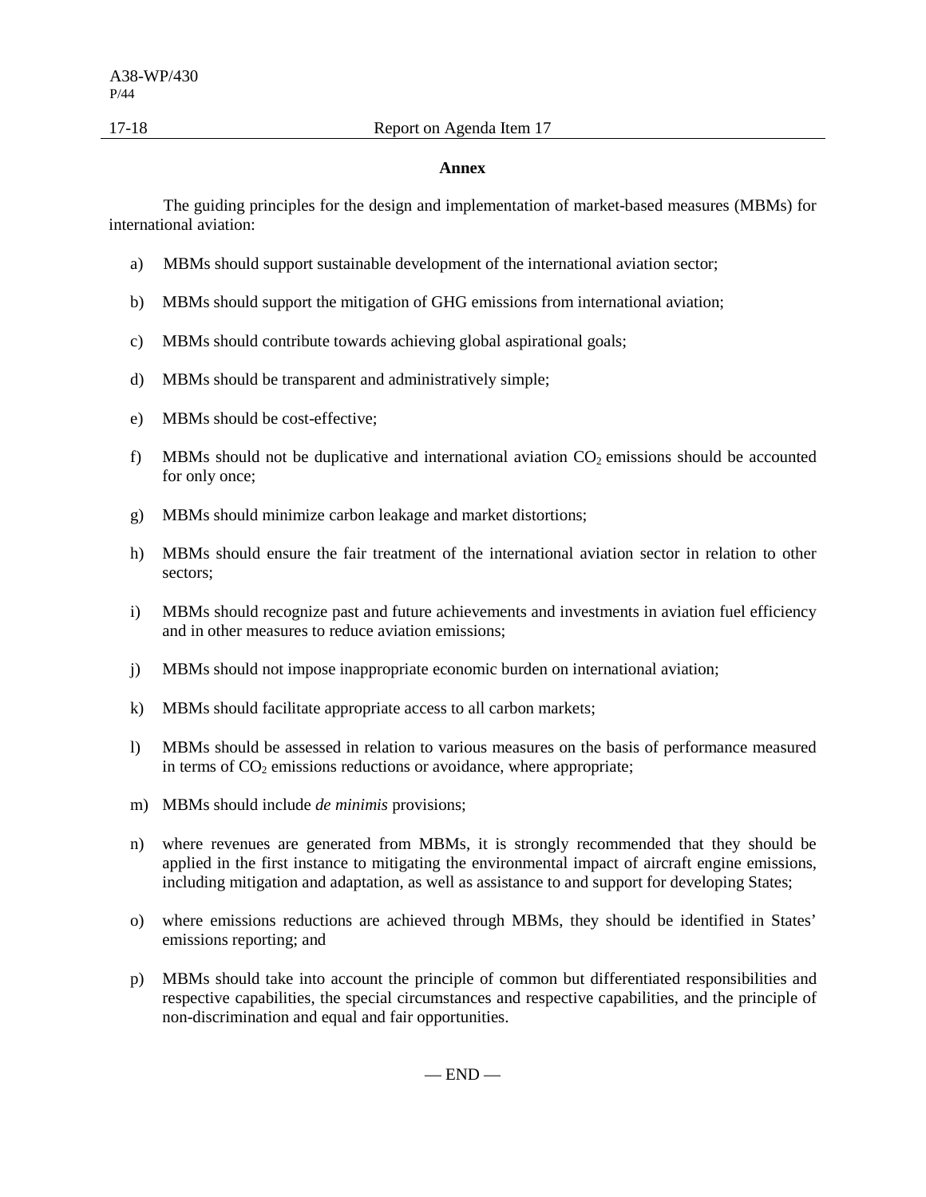## Annex

The guiding principles for the design and implementation of market-based measures (MBMs) for international aviation:

a) MBMs should support sustainable development of the international aviation sector;

b) MBMs should support the mitigation of GHG emissions from international aviation;

c) MBMs should contribute towards achieving global aspirational goals;

d) MBMs should be transparent and administratively simple;

e) MBMs should be cost-effective;

f) MBMs should not be duplicative and international aviation $CO_2$ emissions should be accounted for only once;

g) MBMs should minimize carbon leakage and market distortions;

h) MBMs should ensure the fair treatment of the international aviation sector in relation to other sectors;

i) MBMs should recognize past and future achievements and investments in aviation fuel efficiency and in other measures to reduce aviation emissions;

j) MBMs should not impose inappropriate economic burden on international aviation;

k) MBMs should facilitate appropriate access to all carbon markets;

l) MBMs should be assessed in relation to various measures on the basis of performance measured in terms of $CO_2$ emissions reductions or avoidance, where appropriate;

m) MBMs should include *de minimis* provisions;

n) where revenues are generated from MBMs, it is strongly recommended that they should be applied in the first instance to mitigating the environmental impact of aircraft engine emissions, including mitigation and adaptation, as well as assistance to and support for developing States;

o) where emissions reductions are achieved through MBMs, they should be identified in States' emissions reporting; and

p) MBMs should take into account the principle of common but differentiated responsibilities and respective capabilities, the special circumstances and respective capabilities, and the principle of non-discrimination and equal and fair opportunities.

— END —